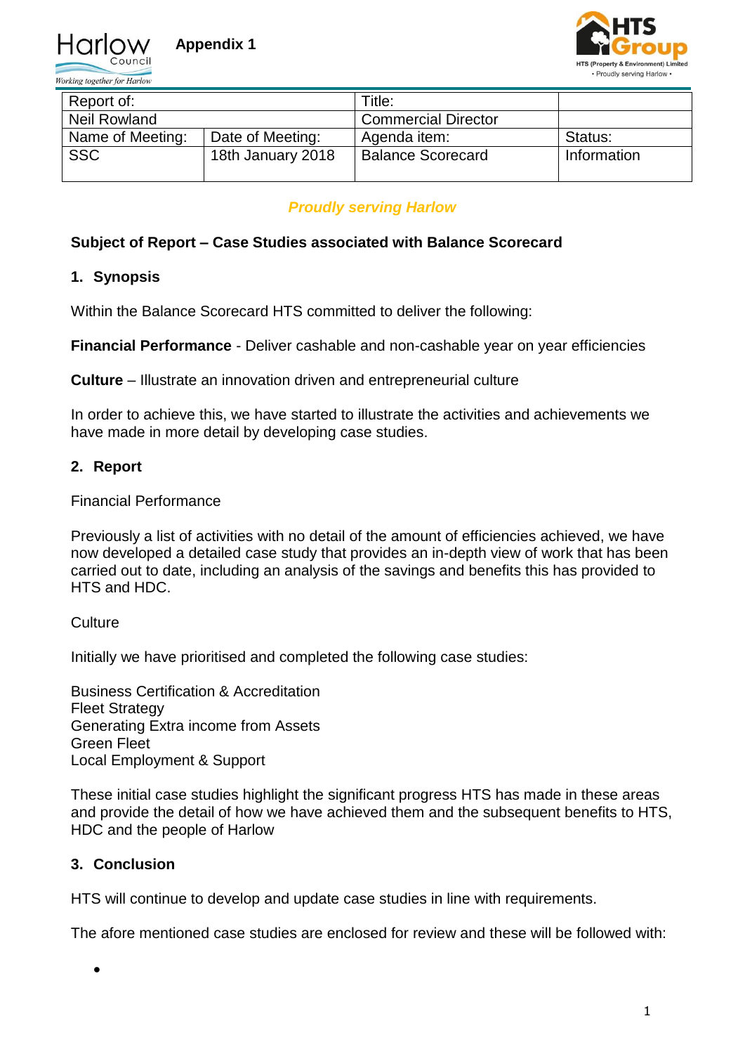Appendix 1

| Report of: | | Title: | |
|---|---|---|---|
| Neil Rowland | | Commercial Director | |
| Name of Meeting: | Date of Meeting: | Agenda item: | Status: |
| SSC | 18th January 2018 | Balance Scorecard | Information |

***Proudly serving Harlow***

**Subject of Report – Case Studies associated with Balance Scorecard**

## 1. Synopsis

Within the Balance Scorecard HTS committed to deliver the following:

**Financial Performance** - Deliver cashable and non-cashable year on year efficiencies

**Culture** – Illustrate an innovation driven and entrepreneurial culture

In order to achieve this, we have started to illustrate the activities and achievements we have made in more detail by developing case studies.

## 2. Report

Financial Performance

Previously a list of activities with no detail of the amount of efficiencies achieved, we have now developed a detailed case study that provides an in-depth view of work that has been carried out to date, including an analysis of the savings and benefits this has provided to HTS and HDC.

Culture

Initially we have prioritised and completed the following case studies:

Business Certification & Accreditation
Fleet Strategy
Generating Extra income from Assets
Green Fleet
Local Employment & Support

These initial case studies highlight the significant progress HTS has made in these areas and provide the detail of how we have achieved them and the subsequent benefits to HTS, HDC and the people of Harlow

## 3. Conclusion

HTS will continue to develop and update case studies in line with requirements.

The afore mentioned case studies are enclosed for review and these will be followed with:

-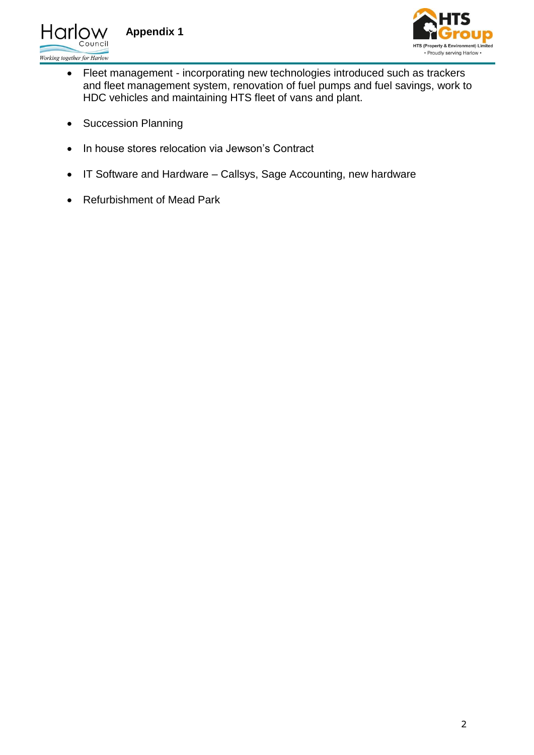- Fleet management - incorporating new technologies introduced such as trackers and fleet management system, renovation of fuel pumps and fuel savings, work to HDC vehicles and maintaining HTS fleet of vans and plant.
- Succession Planning
- In house stores relocation via Jewson's Contract
- IT Software and Hardware – Callsys, Sage Accounting, new hardware
- Refurbishment of Mead Park